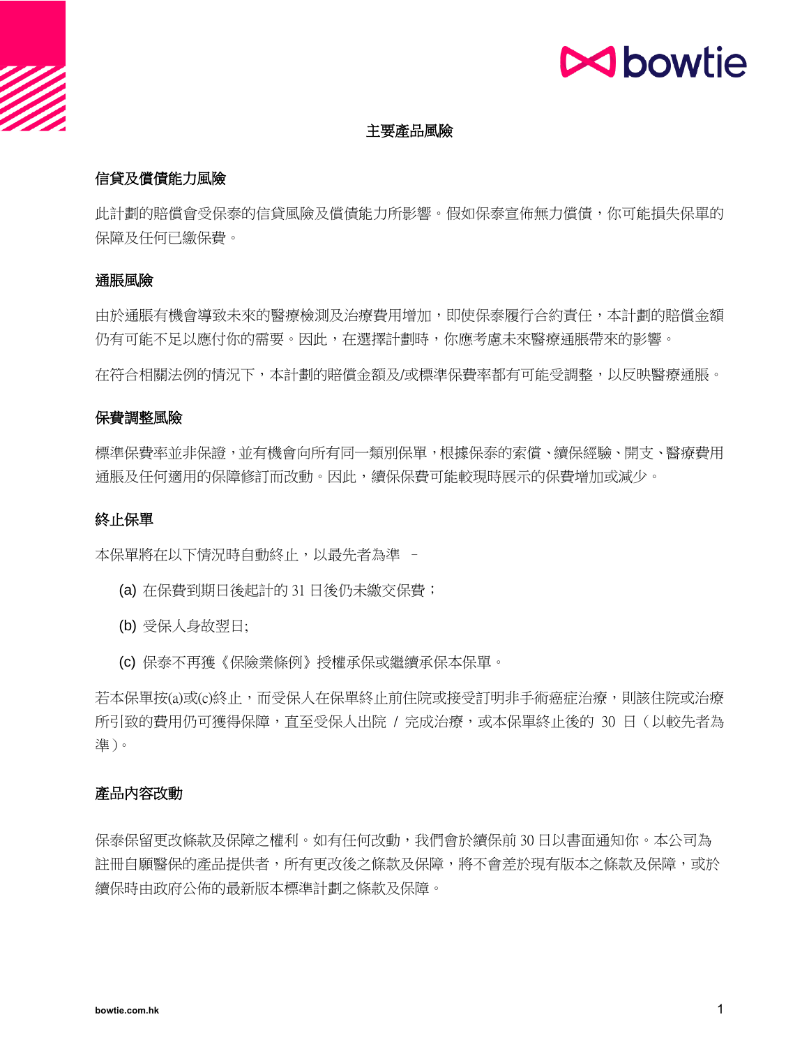# 主要產品風險

## 信貸及償債能力風險

此計劃的賠償會受保泰的信貸風險及償債能力所影響。假如保泰宣佈無力償債，你可能損失保單的保障及任何已繳保費。

## 通脹風險

由於通脹有機會導致未來的醫療檢測及治療費用增加，即使保泰履行合約責任，本計劃的賠償金額仍有可能不足以應付你的需要。因此，在選擇計劃時，你應考慮未來醫療通脹帶來的影響。

在符合相關法例的情況下，本計劃的賠償金額及/或標準保費率都有可能受調整，以反映醫療通脹。

## 保費調整風險

標準保費率並非保證，並有機會向所有同一類別保單，根據保泰的索償、續保經驗、開支、醫療費用通脹及任何適用的保障修訂而改動。因此，續保保費可能較現時展示的保費增加或減少。

## 終止保單

本保單將在以下情況時自動終止，以最先者為準 –

(a) 在保費到期日後起計的 31 日後仍未繳交保費；

(b) 受保人身故翌日;

(c) 保泰不再獲《保險業條例》授權承保或繼續承保本保單。

若本保單按(a)或(c)終止，而受保人在保單終止前住院或接受訂明非手術癌症治療，則該住院或治療所引致的費用仍可獲得保障，直至受保人出院 / 完成治療，或本保單終止後的 30 日（以較先者為準）。

## 產品內容改動

保泰保留更改條款及保障之權利。如有任何改動，我們會於續保前 30 日以書面通知你。本公司為註冊自願醫保的產品提供者，所有更改後之條款及保障，將不會差於現有版本之條款及保障，或於續保時由政府公佈的最新版本標準計劃之條款及保障。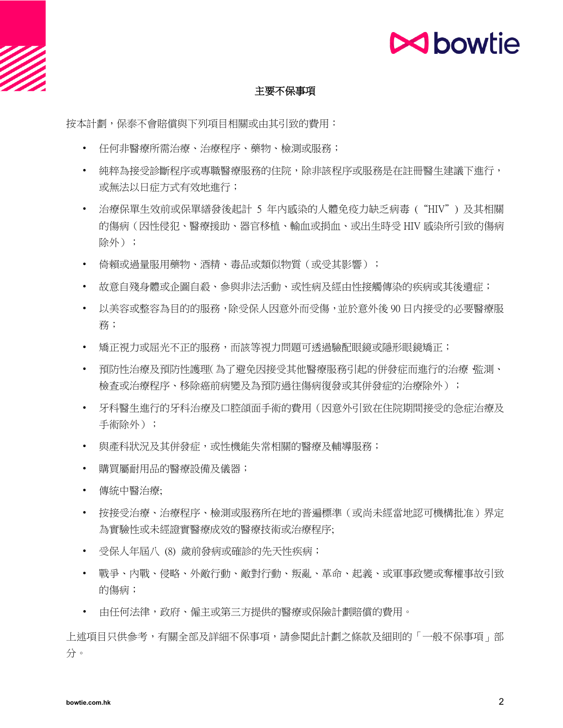## 主要不保事項

按本計劃，保泰不會賠償與下列項目相關或由其引致的費用：

- 任何非醫療所需治療、治療程序、藥物、檢測或服務；
- 純粹為接受診斷程序或專職醫療服務的住院，除非該程序或服務是在註冊醫生建議下進行，或無法以日症方式有效地進行；
- 治療保單生效前或保單繕發後起計 5 年內感染的人體免疫力缺乏病毒（“HIV”）及其相關的傷病（因性侵犯、醫療援助、器官移植、輸血或捐血、或出生時受 HIV 感染所引致的傷病除外）；
- 倚賴或過量服用藥物、酒精、毒品或類似物質（或受其影響）；
- 故意自殘身體或企圖自殺、參與非法活動、或性病及經由性接觸傳染的疾病或其後遺症；
- 以美容或整容為目的的服務，除受保人因意外而受傷，並於意外後 90 日內接受的必要醫療服務；
- 矯正視力或屈光不正的服務，而該等視力問題可透過驗配眼鏡或隱形眼鏡矯正；
- 預防性治療及預防性護理(為了避免因接受其他醫療服務引起的併發症而進行的治療 監測、檢查或治療程序、移除癌前病變及為預防過往傷病復發或其併發症的治療除外）；
- 牙科醫生進行的牙科治療及口腔頜面手術的費用（因意外引致在住院期間接受的急症治療及手術除外）；
- 與產科狀況及其併發症，或性機能失常相關的醫療及輔導服務；
- 購買屬耐用品的醫療設備及儀器；
- 傳統中醫治療;
- 按接受治療、治療程序、檢測或服務所在地的普遍標準（或尚未經當地認可機構批准）界定為實驗性或未經證實醫療成效的醫療技術或治療程序;
- 受保人年屆八 (8) 歲前發病或確診的先天性疾病；
- 戰爭、內戰、侵略、外敵行動、敵對行動、叛亂、革命、起義、或軍事政變或奪權事故引致的傷病；
- 由任何法律，政府、僱主或第三方提供的醫療或保險計劃賠償的費用。

上述項目只供參考，有關全部及詳細不保事項，請參閱此計劃之條款及細則的「一般不保事項」部分。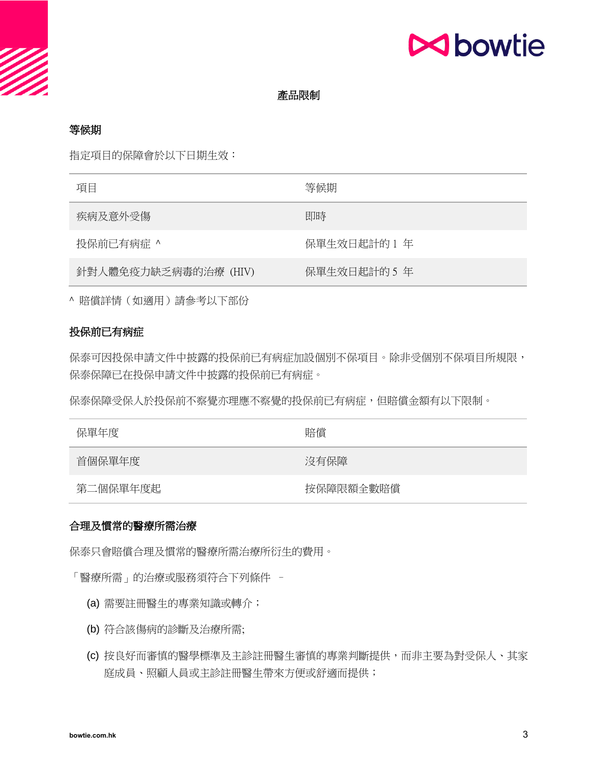## 產品限制

### 等候期

指定項目的保障會於以下日期生效：

| 項目 | 等候期 |
| --- | --- |
| 疾病及意外受傷 | 即時 |
| 投保前已有病症 ^ | 保單生效日起計的 1 年 |
| 針對人體免疫力缺乏病毒的治療 (HIV) | 保單生效日起計的 5 年 |

^ 賠償詳情（如適用）請參考以下部份

### 投保前已有病症

保泰可因投保申請文件中披露的投保前已有病症加設個別不保項目。除非受個別不保項目所規限，保泰保障已在投保申請文件中披露的投保前已有病症。

保泰保障受保人於投保前不察覺亦理應不察覺的投保前已有病症，但賠償金額有以下限制。

| 保單年度 | 賠償 |
| --- | --- |
| 首個保單年度 | 沒有保障 |
| 第二個保單年度起 | 按保障限額全數賠償 |

### 合理及慣常的醫療所需治療

保泰只會賠償合理及慣常的醫療所需治療所衍生的費用。

「醫療所需」的治療或服務須符合下列條件 –

(a) 需要註冊醫生的專業知識或轉介；

(b) 符合該傷病的診斷及治療所需;

(c) 按良好而審慎的醫學標準及主診註冊醫生審慎的專業判斷提供，而非主要為對受保人、其家庭成員、照顧人員或主診註冊醫生帶來方便或舒適而提供；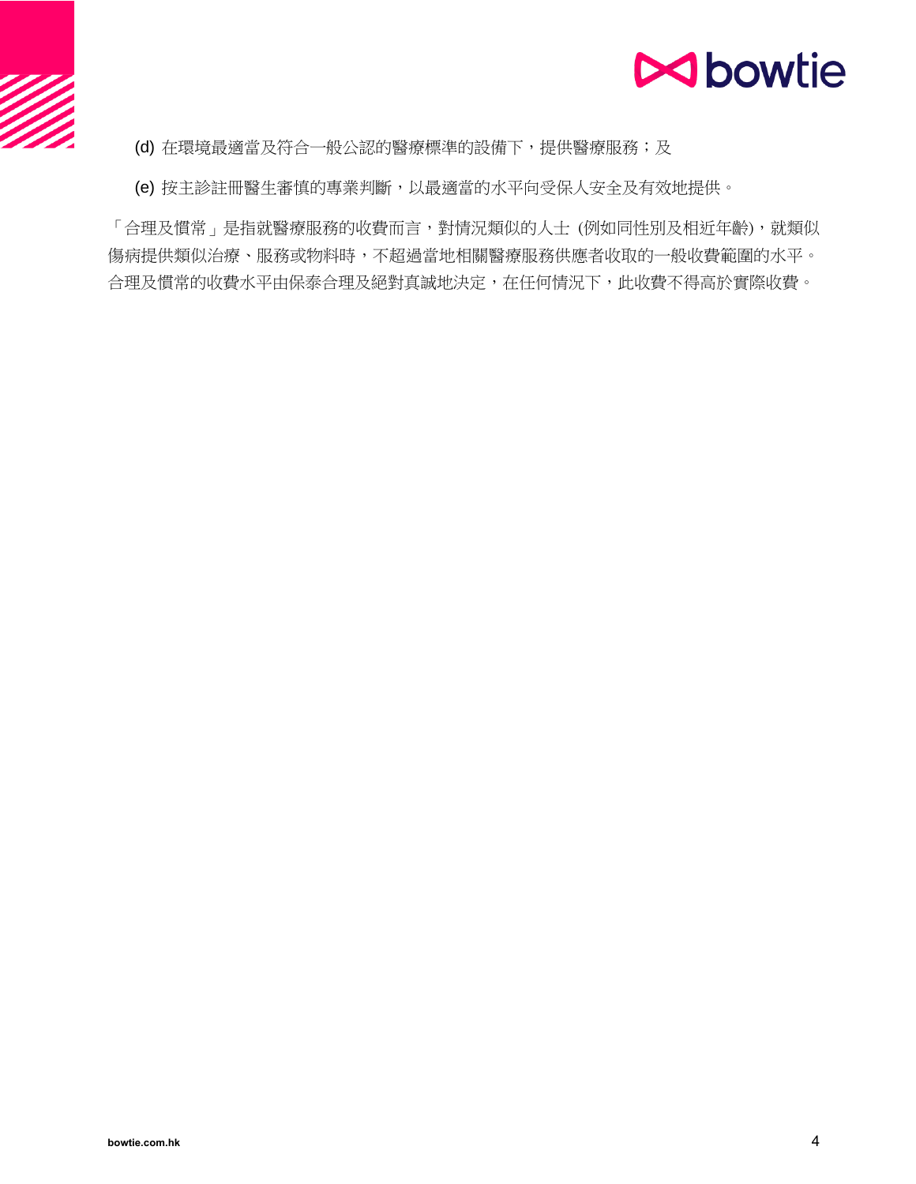(d) 在環境最適當及符合一般公認的醫療標準的設備下，提供醫療服務；及

(e) 按主診註冊醫生審慎的專業判斷，以最適當的水平向受保人安全及有效地提供。

「合理及慣常」是指就醫療服務的收費而言，對情況類似的人士 (例如同性別及相近年齡)，就類似傷病提供類似治療、服務或物料時，不超過當地相關醫療服務供應者收取的一般收費範圍的水平。合理及慣常的收費水平由保泰合理及絕對真誠地決定，在任何情況下，此收費不得高於實際收費。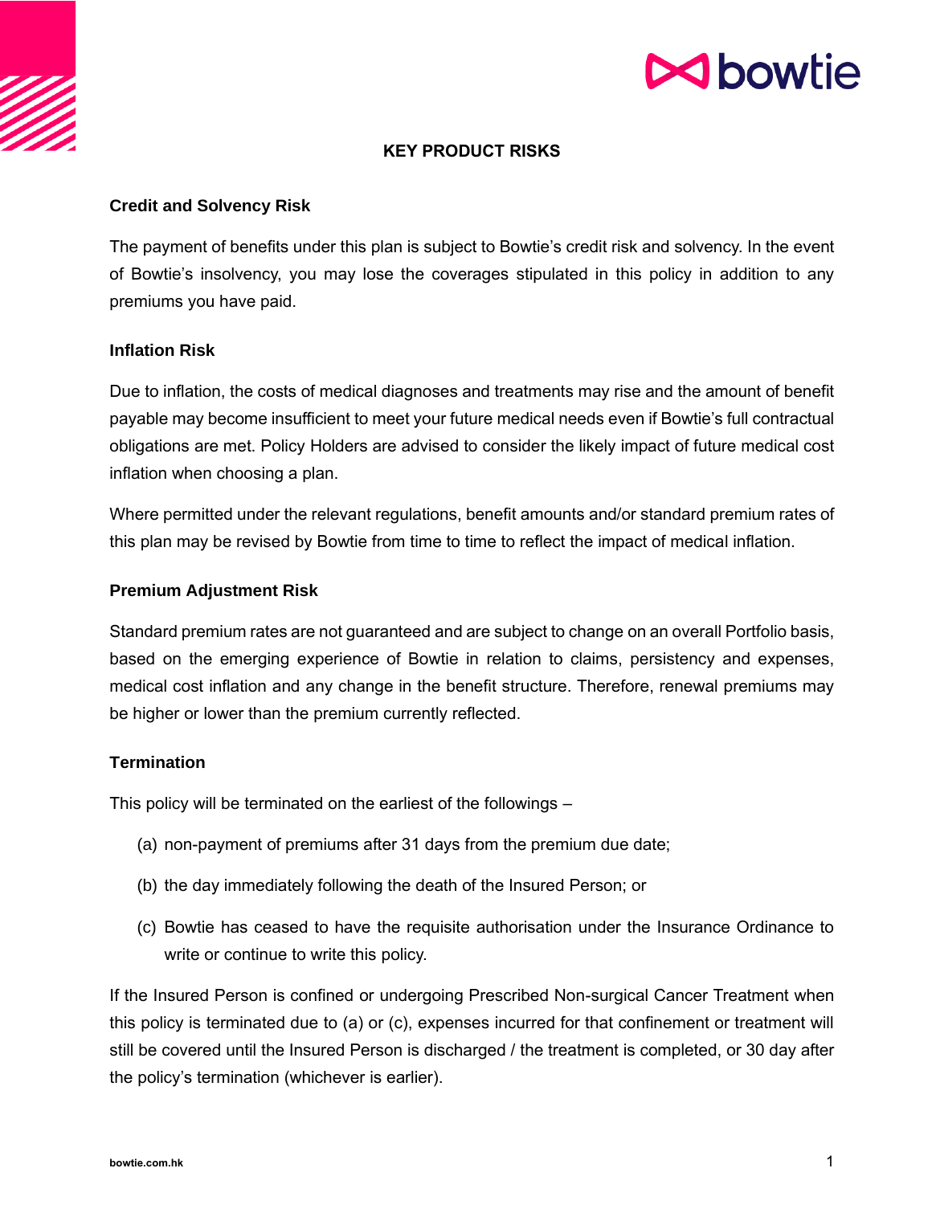# KEY PRODUCT RISKS

## Credit and Solvency Risk

The payment of benefits under this plan is subject to Bowtie's credit risk and solvency. In the event of Bowtie's insolvency, you may lose the coverages stipulated in this policy in addition to any premiums you have paid.

## Inflation Risk

Due to inflation, the costs of medical diagnoses and treatments may rise and the amount of benefit payable may become insufficient to meet your future medical needs even if Bowtie's full contractual obligations are met. Policy Holders are advised to consider the likely impact of future medical cost inflation when choosing a plan.

Where permitted under the relevant regulations, benefit amounts and/or standard premium rates of this plan may be revised by Bowtie from time to time to reflect the impact of medical inflation.

## Premium Adjustment Risk

Standard premium rates are not guaranteed and are subject to change on an overall Portfolio basis, based on the emerging experience of Bowtie in relation to claims, persistency and expenses, medical cost inflation and any change in the benefit structure. Therefore, renewal premiums may be higher or lower than the premium currently reflected.

## Termination

This policy will be terminated on the earliest of the followings –

(a) non-payment of premiums after 31 days from the premium due date;

(b) the day immediately following the death of the Insured Person; or

(c) Bowtie has ceased to have the requisite authorisation under the Insurance Ordinance to write or continue to write this policy.

If the Insured Person is confined or undergoing Prescribed Non-surgical Cancer Treatment when this policy is terminated due to (a) or (c), expenses incurred for that confinement or treatment will still be covered until the Insured Person is discharged / the treatment is completed, or 30 day after the policy's termination (whichever is earlier).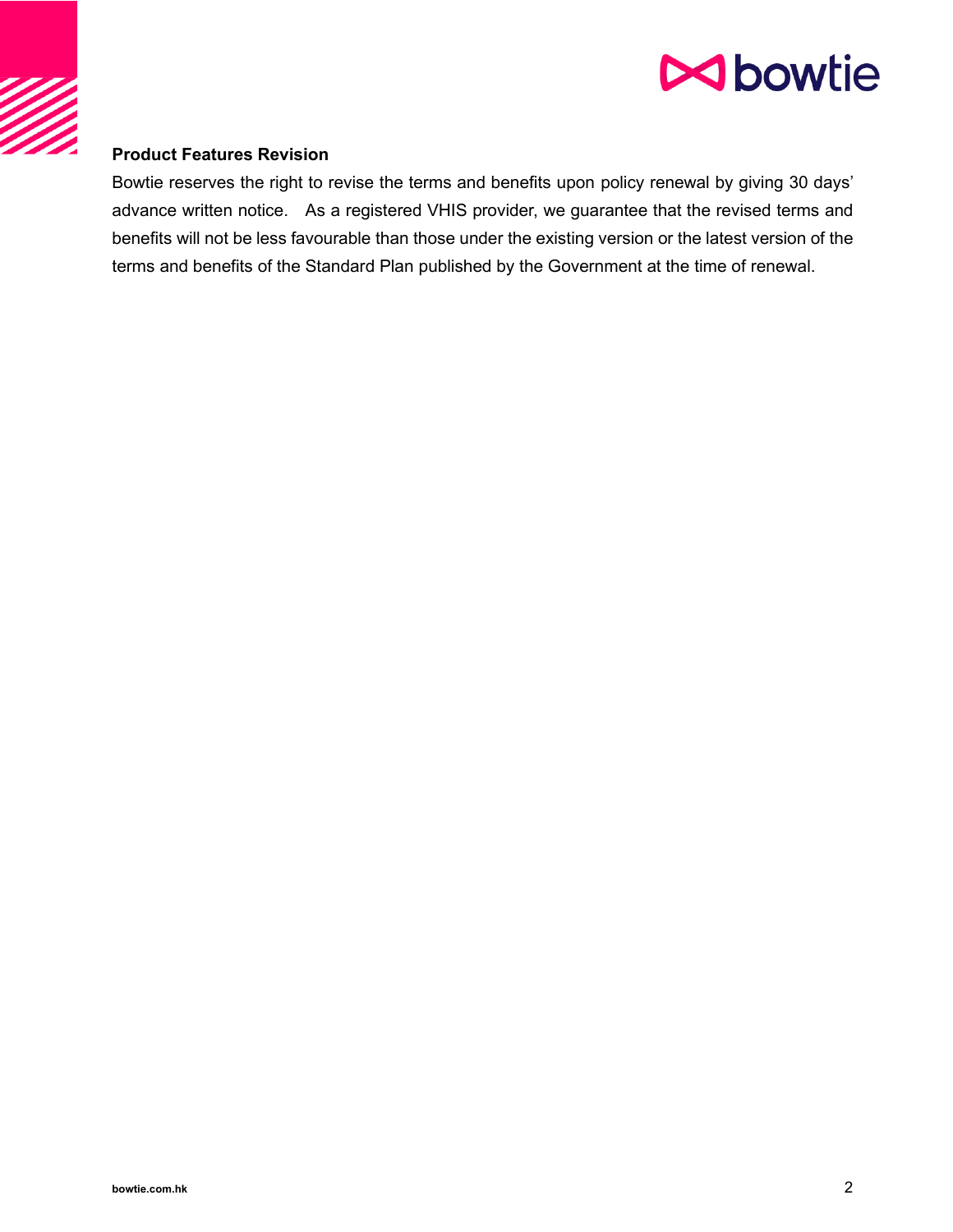**Product Features Revision**

Bowtie reserves the right to revise the terms and benefits upon policy renewal by giving 30 days' advance written notice. As a registered VHIS provider, we guarantee that the revised terms and benefits will not be less favourable than those under the existing version or the latest version of the terms and benefits of the Standard Plan published by the Government at the time of renewal.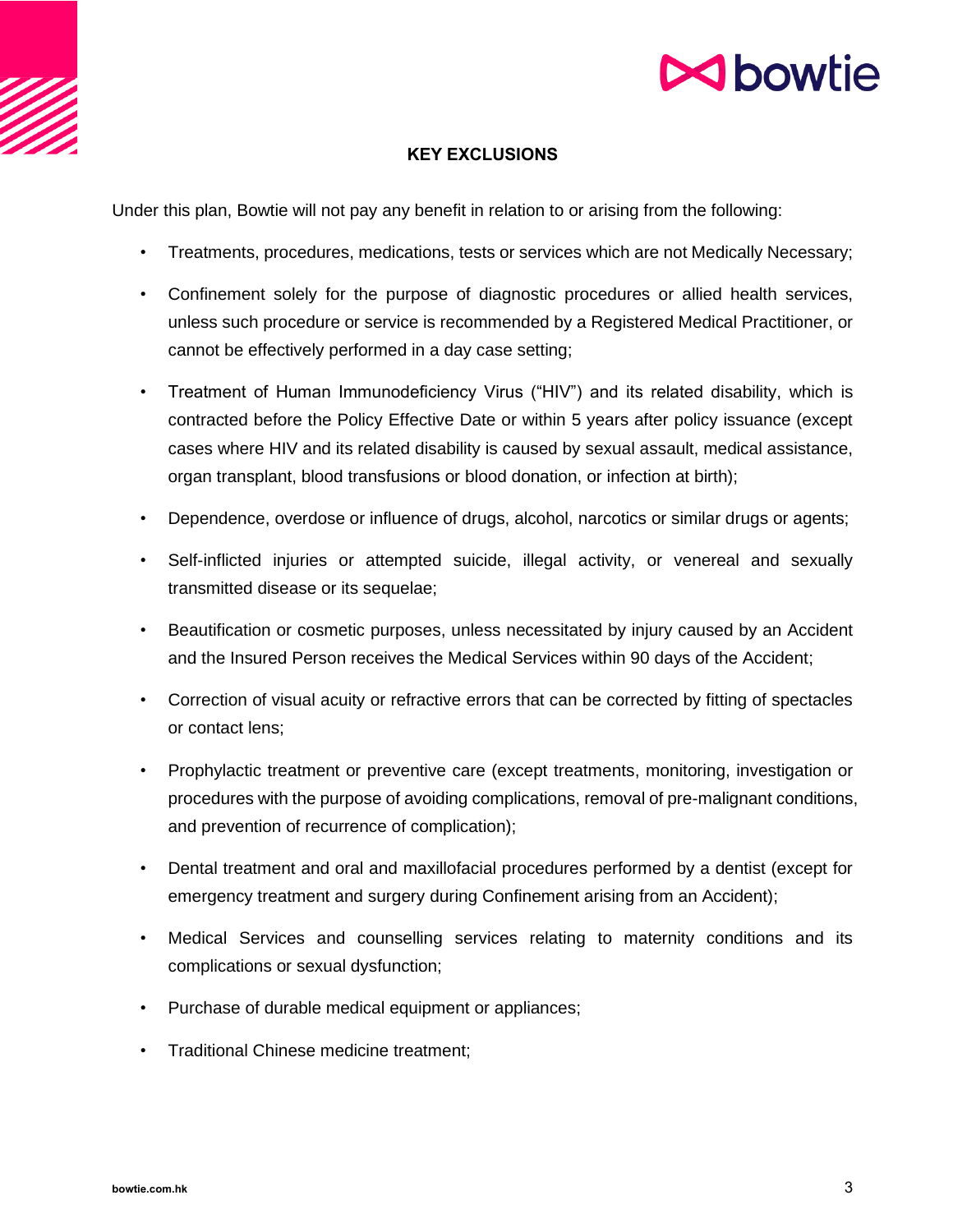## KEY EXCLUSIONS

Under this plan, Bowtie will not pay any benefit in relation to or arising from the following:

- Treatments, procedures, medications, tests or services which are not Medically Necessary;
- Confinement solely for the purpose of diagnostic procedures or allied health services, unless such procedure or service is recommended by a Registered Medical Practitioner, or cannot be effectively performed in a day case setting;
- Treatment of Human Immunodeficiency Virus ("HIV") and its related disability, which is contracted before the Policy Effective Date or within 5 years after policy issuance (except cases where HIV and its related disability is caused by sexual assault, medical assistance, organ transplant, blood transfusions or blood donation, or infection at birth);
- Dependence, overdose or influence of drugs, alcohol, narcotics or similar drugs or agents;
- Self-inflicted injuries or attempted suicide, illegal activity, or venereal and sexually transmitted disease or its sequelae;
- Beautification or cosmetic purposes, unless necessitated by injury caused by an Accident and the Insured Person receives the Medical Services within 90 days of the Accident;
- Correction of visual acuity or refractive errors that can be corrected by fitting of spectacles or contact lens;
- Prophylactic treatment or preventive care (except treatments, monitoring, investigation or procedures with the purpose of avoiding complications, removal of pre-malignant conditions, and prevention of recurrence of complication);
- Dental treatment and oral and maxillofacial procedures performed by a dentist (except for emergency treatment and surgery during Confinement arising from an Accident);
- Medical Services and counselling services relating to maternity conditions and its complications or sexual dysfunction;
- Purchase of durable medical equipment or appliances;
- Traditional Chinese medicine treatment;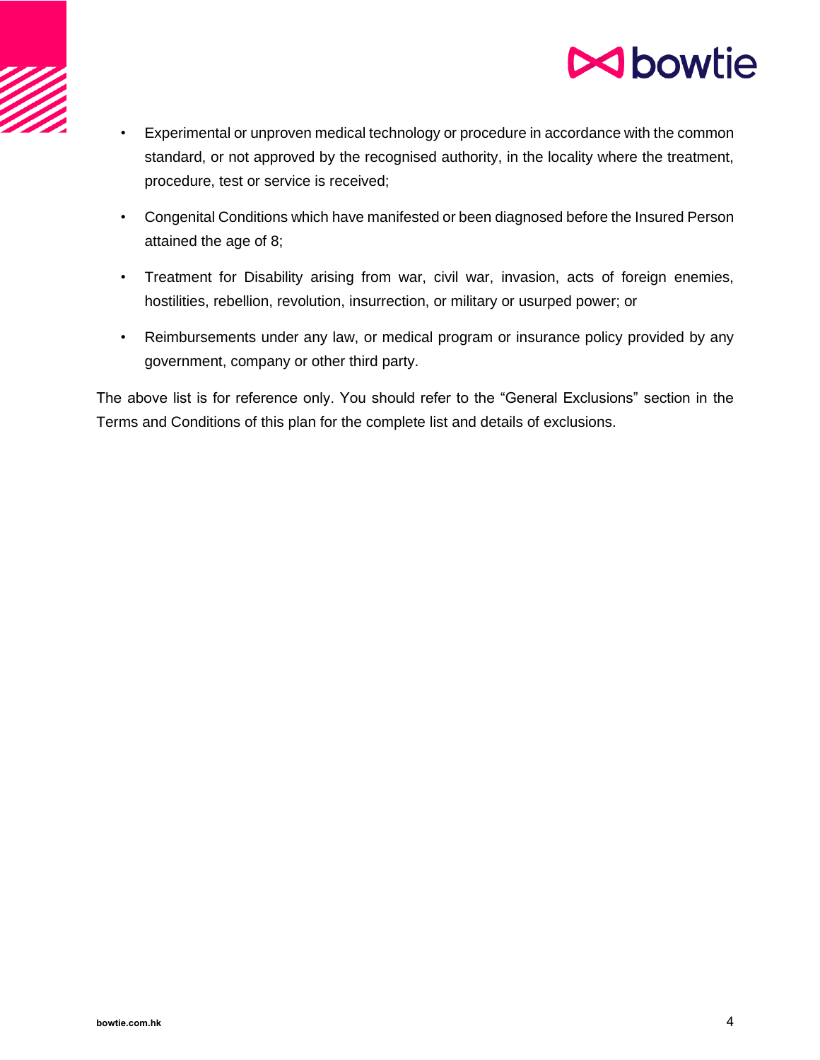- Experimental or unproven medical technology or procedure in accordance with the common standard, or not approved by the recognised authority, in the locality where the treatment, procedure, test or service is received;
- Congenital Conditions which have manifested or been diagnosed before the Insured Person attained the age of 8;
- Treatment for Disability arising from war, civil war, invasion, acts of foreign enemies, hostilities, rebellion, revolution, insurrection, or military or usurped power; or
- Reimbursements under any law, or medical program or insurance policy provided by any government, company or other third party.

The above list is for reference only. You should refer to the "General Exclusions" section in the Terms and Conditions of this plan for the complete list and details of exclusions.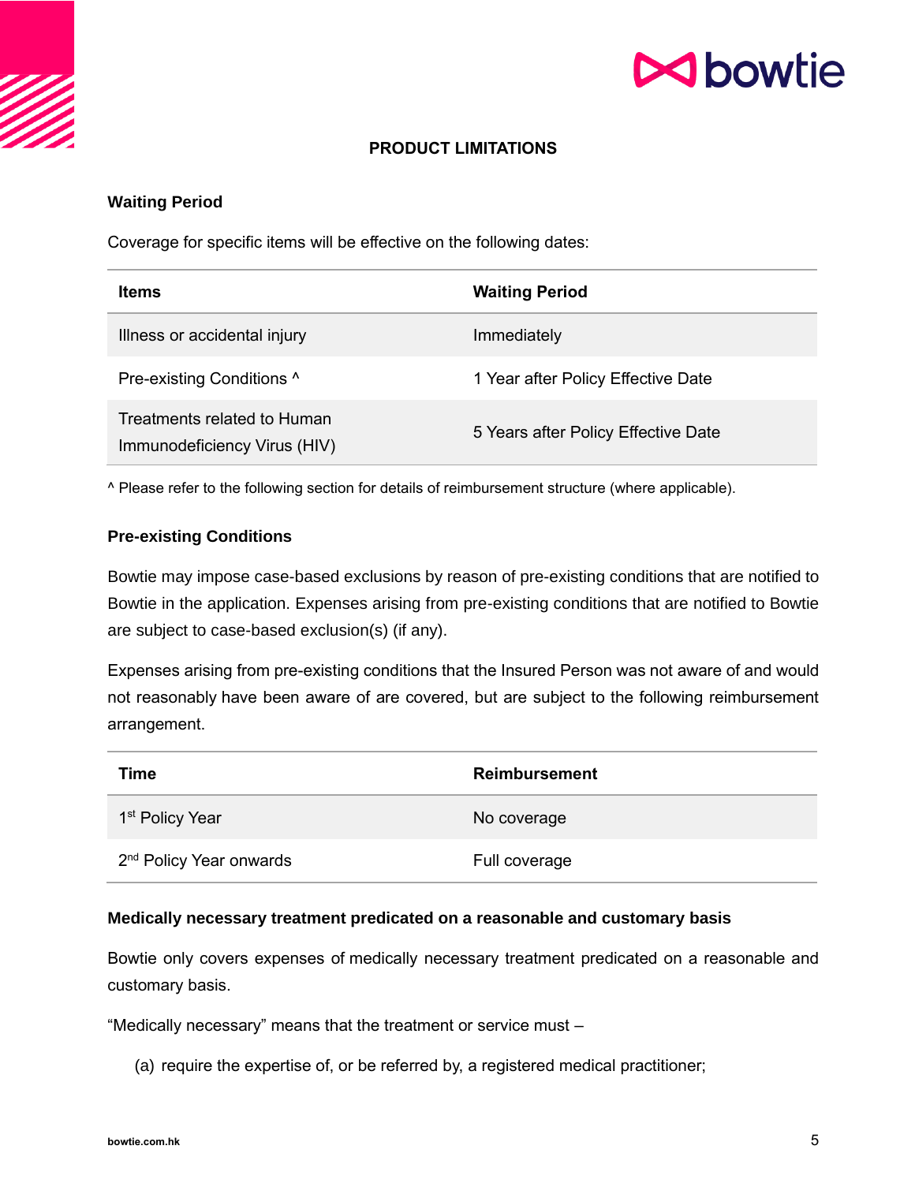# PRODUCT LIMITATIONS

## Waiting Period

Coverage for specific items will be effective on the following dates:

| Items | Waiting Period |
|---|---|
| Illness or accidental injury | Immediately |
| Pre-existing Conditions ^ | 1 Year after Policy Effective Date |
| Treatments related to Human Immunodeficiency Virus (HIV) | 5 Years after Policy Effective Date |

^ Please refer to the following section for details of reimbursement structure (where applicable).

## Pre-existing Conditions

Bowtie may impose case-based exclusions by reason of pre-existing conditions that are notified to Bowtie in the application. Expenses arising from pre-existing conditions that are notified to Bowtie are subject to case-based exclusion(s) (if any).

Expenses arising from pre-existing conditions that the Insured Person was not aware of and would not reasonably have been aware of are covered, but are subject to the following reimbursement arrangement.

| Time | Reimbursement |
|---|---|
| 1st Policy Year | No coverage |
| 2nd Policy Year onwards | Full coverage |

## Medically necessary treatment predicated on a reasonable and customary basis

Bowtie only covers expenses of medically necessary treatment predicated on a reasonable and customary basis.

"Medically necessary" means that the treatment or service must –

(a) require the expertise of, or be referred by, a registered medical practitioner;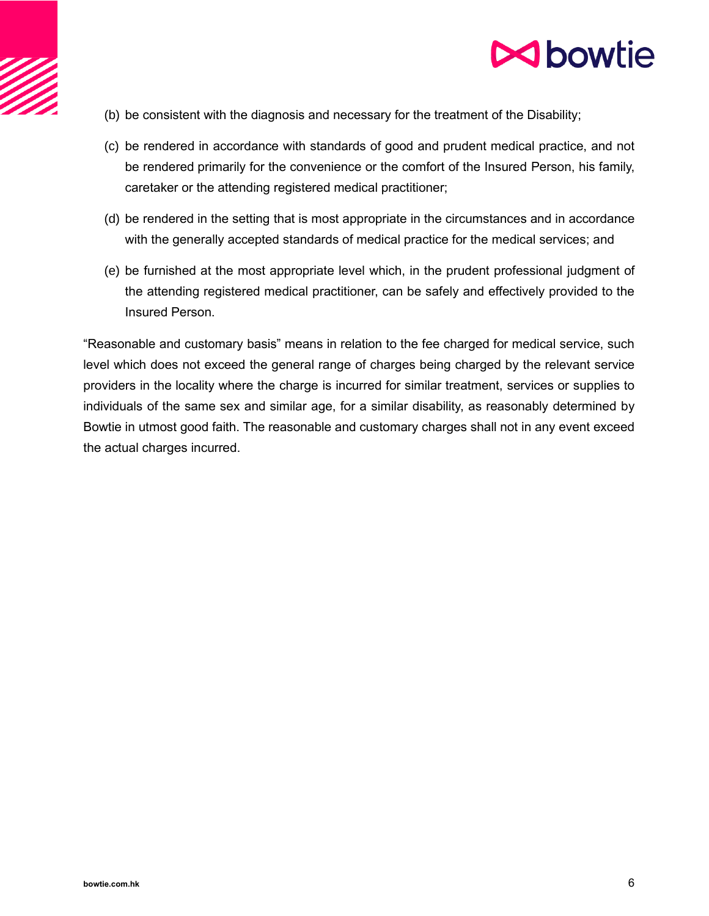(b) be consistent with the diagnosis and necessary for the treatment of the Disability;

(c) be rendered in accordance with standards of good and prudent medical practice, and not be rendered primarily for the convenience or the comfort of the Insured Person, his family, caretaker or the attending registered medical practitioner;

(d) be rendered in the setting that is most appropriate in the circumstances and in accordance with the generally accepted standards of medical practice for the medical services; and

(e) be furnished at the most appropriate level which, in the prudent professional judgment of the attending registered medical practitioner, can be safely and effectively provided to the Insured Person.

"Reasonable and customary basis" means in relation to the fee charged for medical service, such level which does not exceed the general range of charges being charged by the relevant service providers in the locality where the charge is incurred for similar treatment, services or supplies to individuals of the same sex and similar age, for a similar disability, as reasonably determined by Bowtie in utmost good faith. The reasonable and customary charges shall not in any event exceed the actual charges incurred.